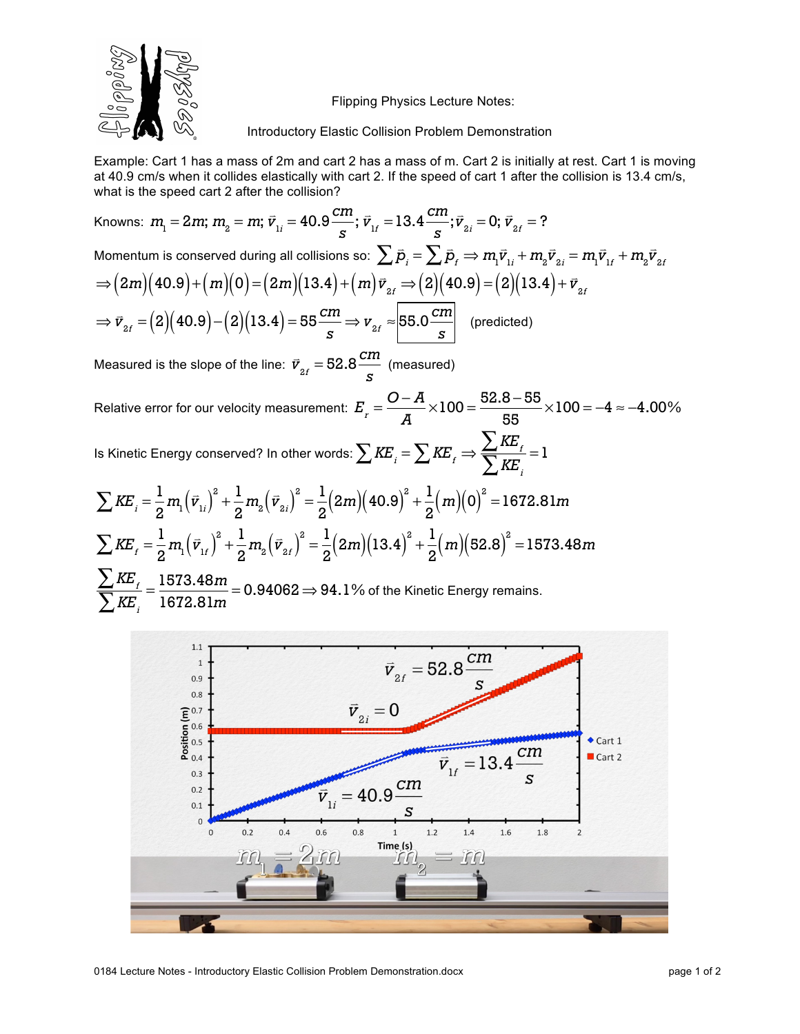Flipping Physics Lecture Notes:

Introductory Elastic Collision Problem Demonstration

Example: Cart 1 has a mass of 2m and cart 2 has a mass of m. Cart 2 is initially at rest. Cart 1 is moving at 40.9 cm/s when it collides elastically with cart 2. If the speed of cart 1 after the collision is 13.4 cm/s, what is the speed cart 2 after the collision?

Knowns: $m_1 = 2m;\ m_2 = m;\ \vec{v}_{1i} = 40.9\frac{cm}{s};\ \vec{v}_{1f} = 13.4\frac{cm}{s};\vec{v}_{2i} = 0;\ \vec{v}_{2f} = ?$

Momentum is conserved during all collisions so: $\sum \vec{p}_i = \sum \vec{p}_f \Rightarrow m_1\vec{v}_{1i} + m_2\vec{v}_{2i} = m_1\vec{v}_{1f} + m_2\vec{v}_{2f}$

$$\Rightarrow (2m)(40.9) + (m)(0) = (2m)(13.4) + (m)\vec{v}_{2f} \Rightarrow (2)(40.9) = (2)(13.4) + \vec{v}_{2f}$$

$$\Rightarrow \vec{v}_{2f} = (2)(40.9) - (2)(13.4) = 55\frac{cm}{s} \Rightarrow v_{2f} \approx \boxed{55.0\frac{cm}{s}} \quad \text{(predicted)}$$

Measured is the slope of the line: $\vec{v}_{2f} = 52.8\frac{cm}{s}$ (measured)

Relative error for our velocity measurement: $E_r = \frac{O - A}{A}\times 100 = \frac{52.8 - 55}{55}\times 100 = -4 \approx -4.00\%$

Is Kinetic Energy conserved? In other words: $\sum KE_i = \sum KE_f \Rightarrow \frac{\sum KE_f}{\sum KE_i} = 1$

$$\sum KE_i = \frac{1}{2}m_1(\vec{v}_{1i})^2 + \frac{1}{2}m_2(\vec{v}_{2i})^2 = \frac{1}{2}(2m)(40.9)^2 + \frac{1}{2}(m)(0)^2 = 1672.81m$$

$$\sum KE_f = \frac{1}{2}m_1(\vec{v}_{1f})^2 + \frac{1}{2}m_2(\vec{v}_{2f})^2 = \frac{1}{2}(2m)(13.4)^2 + \frac{1}{2}(m)(52.8)^2 = 1573.48m$$

$$\frac{\sum KE_f}{\sum KE_i} = \frac{1573.48m}{1672.81m} = 0.94062 \Rightarrow 94.1\%$$ of the Kinetic Energy remains.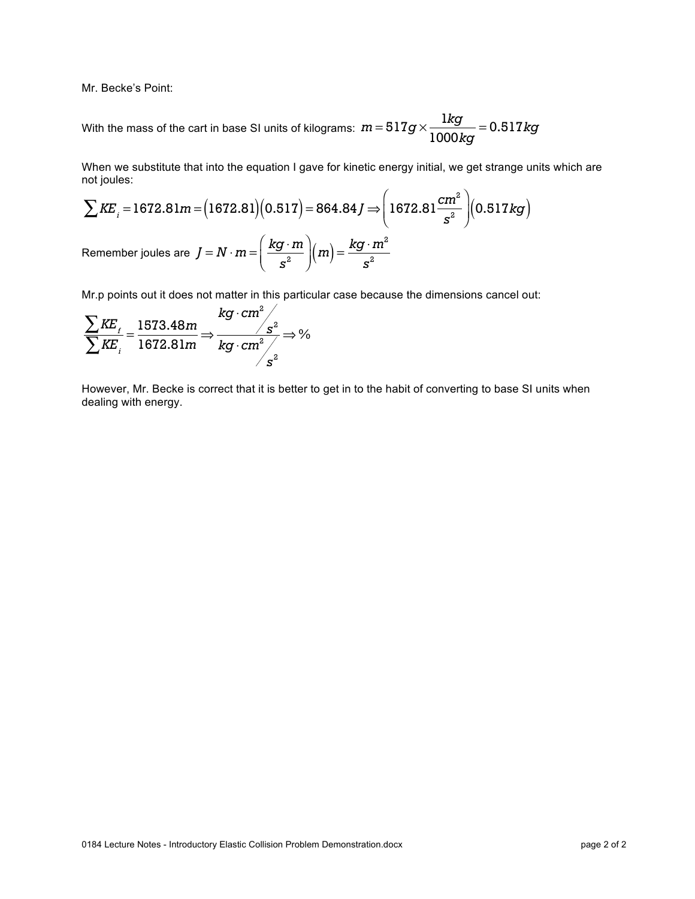Mr. Becke's Point:

With the mass of the cart in base SI units of kilograms: $m = 517g \times \frac{1kg}{1000kg} = 0.517kg$

When we substitute that into the equation I gave for kinetic energy initial, we get strange units which are not joules:

$$\sum KE_i = 1672.81m = (1672.81)(0.517) = 864.84J \Rightarrow \left(1672.81\frac{cm^2}{s^2}\right)(0.517kg)$$

Remember joules are $J = N \cdot m = \left(\frac{kg \cdot m}{s^2}\right)(m) = \frac{kg \cdot m^2}{s^2}$

Mr.p points out it does not matter in this particular case because the dimensions cancel out:

$$\frac{\sum KE_f}{\sum KE_i} = \frac{1573.48m}{1672.81m} \Rightarrow \frac{kg \cdot cm^2 \big/ s^2}{kg \cdot cm^2 \big/ s^2} \Rightarrow \%$$

However, Mr. Becke is correct that it is better to get in to the habit of converting to base SI units when dealing with energy.